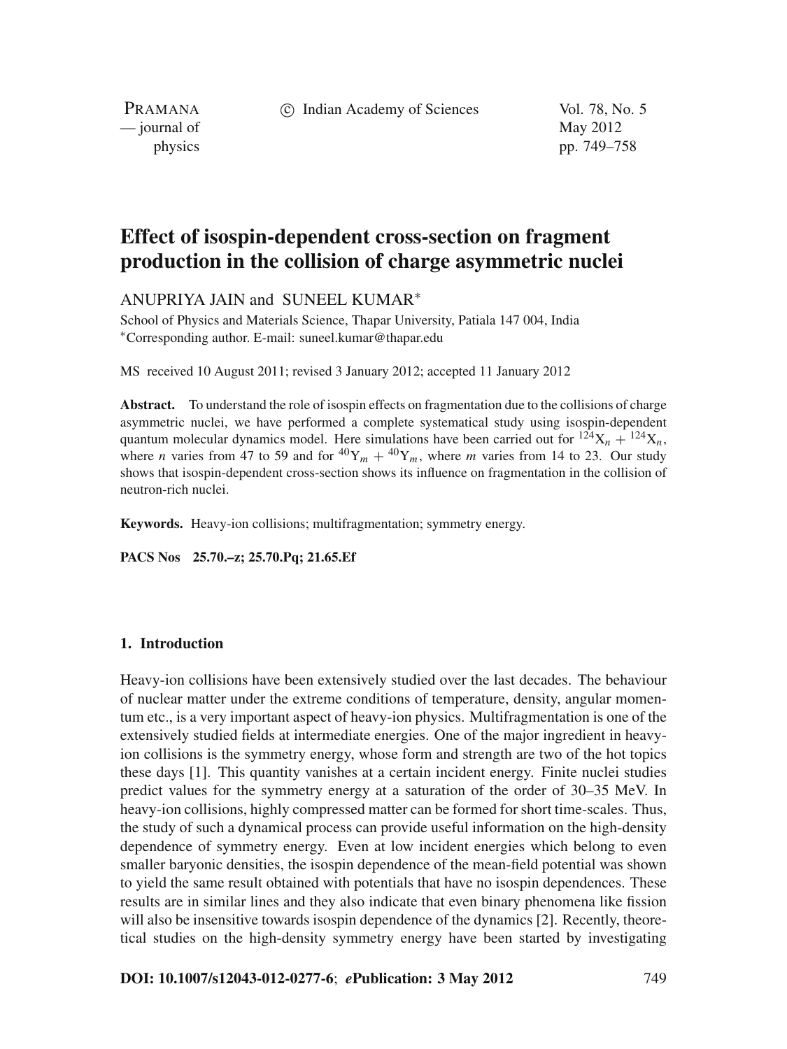# Effect of isospin-dependent cross-section on fragment production in the collision of charge asymmetric nuclei

ANUPRIYA JAIN and SUNEEL KUMAR*

School of Physics and Materials Science, Thapar University, Patiala 147 004, India
*Corresponding author. E-mail: suneel.kumar@thapar.edu

MS received 10 August 2011; revised 3 January 2012; accepted 11 January 2012

**Abstract.** To understand the role of isospin effects on fragmentation due to the collisions of charge asymmetric nuclei, we have performed a complete systematical study using isospin-dependent quantum molecular dynamics model. Here simulations have been carried out for $^{124}X_n + ^{124}X_n$, where $n$ varies from 47 to 59 and for $^{40}Y_m + ^{40}Y_m$, where $m$ varies from 14 to 23. Our study shows that isospin-dependent cross-section shows its influence on fragmentation in the collision of neutron-rich nuclei.

**Keywords.** Heavy-ion collisions; multifragmentation; symmetry energy.

**PACS Nos** 25.70.–z; 25.70.Pq; 21.65.Ef

## 1. Introduction

Heavy-ion collisions have been extensively studied over the last decades. The behaviour of nuclear matter under the extreme conditions of temperature, density, angular momentum etc., is a very important aspect of heavy-ion physics. Multifragmentation is one of the extensively studied fields at intermediate energies. One of the major ingredient in heavy-ion collisions is the symmetry energy, whose form and strength are two of the hot topics these days [1]. This quantity vanishes at a certain incident energy. Finite nuclei studies predict values for the symmetry energy at a saturation of the order of 30–35 MeV. In heavy-ion collisions, highly compressed matter can be formed for short time-scales. Thus, the study of such a dynamical process can provide useful information on the high-density dependence of symmetry energy. Even at low incident energies which belong to even smaller baryonic densities, the isospin dependence of the mean-field potential was shown to yield the same result obtained with potentials that have no isospin dependences. These results are in similar lines and they also indicate that even binary phenomena like fission will also be insensitive towards isospin dependence of the dynamics [2]. Recently, theoretical studies on the high-density symmetry energy have been started by investigating

**DOI: 10.1007/s12043-012-0277-6**; ***e*Publication: 3 May 2012**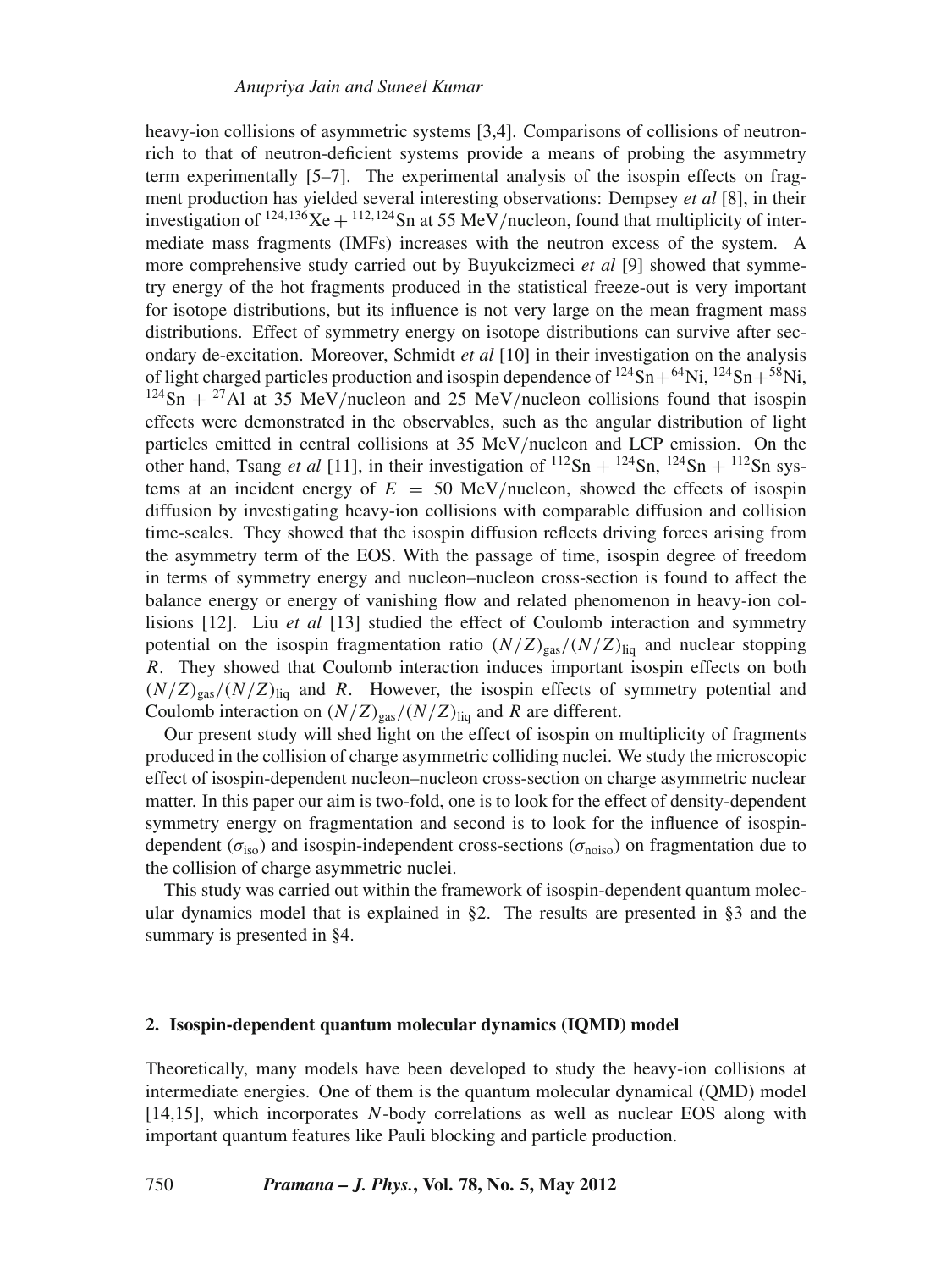heavy-ion collisions of asymmetric systems [3,4]. Comparisons of collisions of neutron-rich to that of neutron-deficient systems provide a means of probing the asymmetry term experimentally [5–7]. The experimental analysis of the isospin effects on fragment production has yielded several interesting observations: Dempsey *et al* [8], in their investigation of $^{124,136}$Xe + $^{112,124}$Sn at 55 MeV/nucleon, found that multiplicity of intermediate mass fragments (IMFs) increases with the neutron excess of the system. A more comprehensive study carried out by Buyukcizmeci *et al* [9] showed that symmetry energy of the hot fragments produced in the statistical freeze-out is very important for isotope distributions, but its influence is not very large on the mean fragment mass distributions. Effect of symmetry energy on isotope distributions can survive after secondary de-excitation. Moreover, Schmidt *et al* [10] in their investigation on the analysis of light charged particles production and isospin dependence of $^{124}$Sn+$^{64}$Ni, $^{124}$Sn+$^{58}$Ni, $^{124}$Sn + $^{27}$Al at 35 MeV/nucleon and 25 MeV/nucleon collisions found that isospin effects were demonstrated in the observables, such as the angular distribution of light particles emitted in central collisions at 35 MeV/nucleon and LCP emission. On the other hand, Tsang *et al* [11], in their investigation of $^{112}$Sn + $^{124}$Sn, $^{124}$Sn + $^{112}$Sn systems at an incident energy of $E = 50$ MeV/nucleon, showed the effects of isospin diffusion by investigating heavy-ion collisions with comparable diffusion and collision time-scales. They showed that the isospin diffusion reflects driving forces arising from the asymmetry term of the EOS. With the passage of time, isospin degree of freedom in terms of symmetry energy and nucleon–nucleon cross-section is found to affect the balance energy or energy of vanishing flow and related phenomenon in heavy-ion collisions [12]. Liu *et al* [13] studied the effect of Coulomb interaction and symmetry potential on the isospin fragmentation ratio $(N/Z)_{\rm gas}/(N/Z)_{\rm liq}$ and nuclear stopping $R$. They showed that Coulomb interaction induces important isospin effects on both $(N/Z)_{\rm gas}/(N/Z)_{\rm liq}$ and $R$. However, the isospin effects of symmetry potential and Coulomb interaction on $(N/Z)_{\rm gas}/(N/Z)_{\rm liq}$ and $R$ are different.

Our present study will shed light on the effect of isospin on multiplicity of fragments produced in the collision of charge asymmetric colliding nuclei. We study the microscopic effect of isospin-dependent nucleon–nucleon cross-section on charge asymmetric nuclear matter. In this paper our aim is two-fold, one is to look for the effect of density-dependent symmetry energy on fragmentation and second is to look for the influence of isospin-dependent ($\sigma_{\rm iso}$) and isospin-independent cross-sections ($\sigma_{\rm noiso}$) on fragmentation due to the collision of charge asymmetric nuclei.

This study was carried out within the framework of isospin-dependent quantum molecular dynamics model that is explained in §2. The results are presented in §3 and the summary is presented in §4.

## 2. Isospin-dependent quantum molecular dynamics (IQMD) model

Theoretically, many models have been developed to study the heavy-ion collisions at intermediate energies. One of them is the quantum molecular dynamical (QMD) model [14,15], which incorporates $N$-body correlations as well as nuclear EOS along with important quantum features like Pauli blocking and particle production.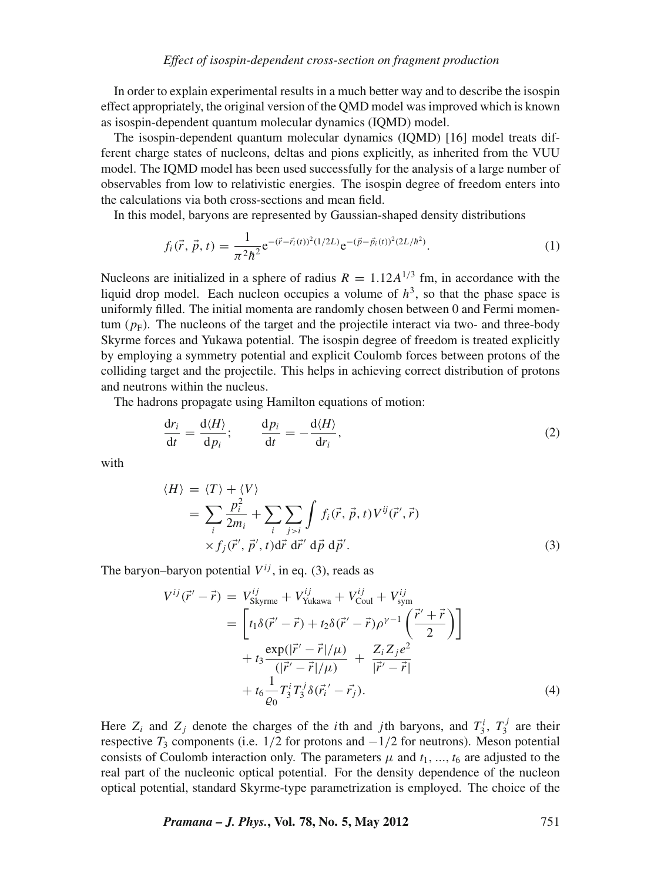In order to explain experimental results in a much better way and to describe the isospin effect appropriately, the original version of the QMD model was improved which is known as isospin-dependent quantum molecular dynamics (IQMD) model.

The isospin-dependent quantum molecular dynamics (IQMD) [16] model treats different charge states of nucleons, deltas and pions explicitly, as inherited from the VUU model. The IQMD model has been used successfully for the analysis of a large number of observables from low to relativistic energies. The isospin degree of freedom enters into the calculations via both cross-sections and mean field.

In this model, baryons are represented by Gaussian-shaped density distributions

$$f_i(\vec{r},\vec{p},t) = \frac{1}{\pi^2\hbar^2} \mathrm{e}^{-(\vec{r}-\vec{r}_i(t))^2(1/2L)} \mathrm{e}^{-(\vec{p}-\vec{p}_i(t))^2(2L/\hbar^2)}. \tag{1}$$

Nucleons are initialized in a sphere of radius $R = 1.12A^{1/3}$ fm, in accordance with the liquid drop model. Each nucleon occupies a volume of $h^3$, so that the phase space is uniformly filled. The initial momenta are randomly chosen between 0 and Fermi momentum ($p_\mathrm{F}$). The nucleons of the target and the projectile interact via two- and three-body Skyrme forces and Yukawa potential. The isospin degree of freedom is treated explicitly by employing a symmetry potential and explicit Coulomb forces between protons of the colliding target and the projectile. This helps in achieving correct distribution of protons and neutrons within the nucleus.

The hadrons propagate using Hamilton equations of motion:

$$\frac{\mathrm{d}r_i}{\mathrm{d}t} = \frac{\mathrm{d}\langle H\rangle}{\mathrm{d}p_i}; \qquad \frac{\mathrm{d}p_i}{\mathrm{d}t} = -\frac{\mathrm{d}\langle H\rangle}{\mathrm{d}r_i}, \tag{2}$$

with

$$\begin{aligned}\langle H\rangle &= \langle T\rangle + \langle V\rangle \\ &= \sum_i \frac{p_i^2}{2m_i} + \sum_i \sum_{j>i} \int f_i(\vec{r},\vec{p},t) V^{ij}(\vec{r}\,',\vec{r}) \\ &\quad \times f_j(\vec{r}\,',\vec{p}\,',t) \mathrm{d}\vec{r}\, \mathrm{d}\vec{r}\,' \, \mathrm{d}\vec{p}\, \mathrm{d}\vec{p}\,'. \end{aligned} \tag{3}$$

The baryon–baryon potential $V^{ij}$, in eq. (3), reads as

$$\begin{aligned} V^{ij}(\vec{r}\,'-\vec{r}) &= V^{ij}_{\mathrm{Skyrme}} + V^{ij}_{\mathrm{Yukawa}} + V^{ij}_{\mathrm{Coul}} + V^{ij}_{\mathrm{sym}} \\ &= \left[t_1\delta(\vec{r}\,'-\vec{r}) + t_2\delta(\vec{r}\,'-\vec{r})\rho^{\gamma-1}\left(\frac{\vec{r}\,'+\vec{r}}{2}\right)\right] \\ &\quad + t_3 \frac{\exp(|\vec{r}\,'-\vec{r}|/\mu)}{(|\vec{r}\,'-\vec{r}|/\mu)} + \frac{Z_i Z_j e^2}{|\vec{r}\,'-\vec{r}|} \\ &\quad + t_6 \frac{1}{\varrho_0} T_3^i T_3^j \delta(\vec{r_i}\,'-\vec{r}_j). \end{aligned} \tag{4}$$

Here $Z_i$ and $Z_j$ denote the charges of the $i$th and $j$th baryons, and $T_3^i$, $T_3^j$ are their respective $T_3$ components (i.e. 1/2 for protons and −1/2 for neutrons). Meson potential consists of Coulomb interaction only. The parameters $\mu$ and $t_1, ..., t_6$ are adjusted to the real part of the nucleonic optical potential. For the density dependence of the nucleon optical potential, standard Skyrme-type parametrization is employed. The choice of the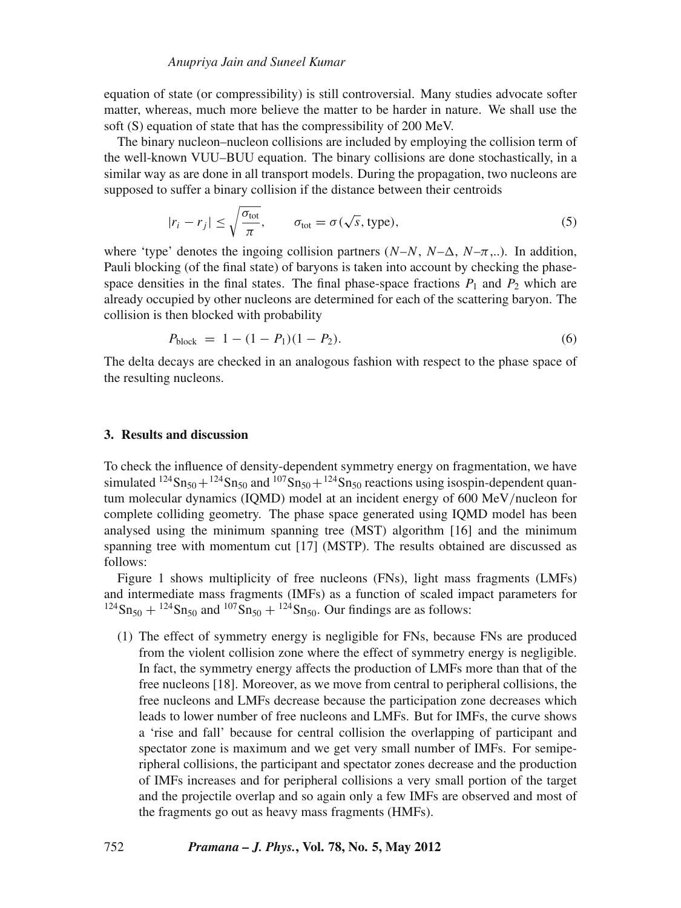equation of state (or compressibility) is still controversial. Many studies advocate softer matter, whereas, much more believe the matter to be harder in nature. We shall use the soft (S) equation of state that has the compressibility of 200 MeV.

The binary nucleon–nucleon collisions are included by employing the collision term of the well-known VUU–BUU equation. The binary collisions are done stochastically, in a similar way as are done in all transport models. During the propagation, two nucleons are supposed to suffer a binary collision if the distance between their centroids

$$|r_i - r_j| \leq \sqrt{\frac{\sigma_{\text{tot}}}{\pi}}, \qquad \sigma_{\text{tot}} = \sigma(\sqrt{s}, \text{type}), \tag{5}$$

where 'type' denotes the ingoing collision partners ($N$–$N$, $N$–$\Delta$, $N$–$\pi$,..). In addition, Pauli blocking (of the final state) of baryons is taken into account by checking the phase-space densities in the final states. The final phase-space fractions $P_1$ and $P_2$ which are already occupied by other nucleons are determined for each of the scattering baryon. The collision is then blocked with probability

$$P_{\text{block}} = 1 - (1 - P_1)(1 - P_2). \tag{6}$$

The delta decays are checked in an analogous fashion with respect to the phase space of the resulting nucleons.

## 3. Results and discussion

To check the influence of density-dependent symmetry energy on fragmentation, we have simulated $^{124}\text{Sn}_{50} + ^{124}\text{Sn}_{50}$ and $^{107}\text{Sn}_{50} + ^{124}\text{Sn}_{50}$ reactions using isospin-dependent quantum molecular dynamics (IQMD) model at an incident energy of 600 MeV/nucleon for complete colliding geometry. The phase space generated using IQMD model has been analysed using the minimum spanning tree (MST) algorithm [16] and the minimum spanning tree with momentum cut [17] (MSTP). The results obtained are discussed as follows:

Figure 1 shows multiplicity of free nucleons (FNs), light mass fragments (LMFs) and intermediate mass fragments (IMFs) as a function of scaled impact parameters for $^{124}\text{Sn}_{50} + ^{124}\text{Sn}_{50}$ and $^{107}\text{Sn}_{50} + ^{124}\text{Sn}_{50}$. Our findings are as follows:

(1) The effect of symmetry energy is negligible for FNs, because FNs are produced from the violent collision zone where the effect of symmetry energy is negligible. In fact, the symmetry energy affects the production of LMFs more than that of the free nucleons [18]. Moreover, as we move from central to peripheral collisions, the free nucleons and LMFs decrease because the participation zone decreases which leads to lower number of free nucleons and LMFs. But for IMFs, the curve shows a 'rise and fall' because for central collision the overlapping of participant and spectator zone is maximum and we get very small number of IMFs. For semiperipheral collisions, the participant and spectator zones decrease and the production of IMFs increases and for peripheral collisions a very small portion of the target and the projectile overlap and so again only a few IMFs are observed and most of the fragments go out as heavy mass fragments (HMFs).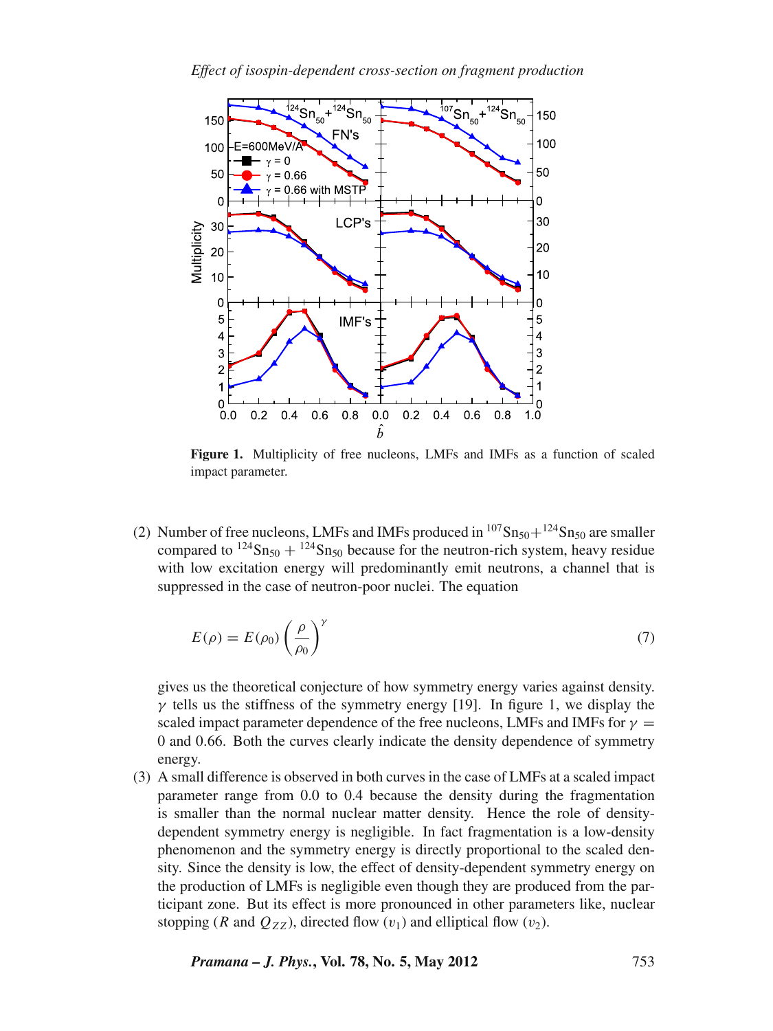**Figure 1.** Multiplicity of free nucleons, LMFs and IMFs as a function of scaled impact parameter.

(2) Number of free nucleons, LMFs and IMFs produced in $^{107}Sn_{50}+^{124}Sn_{50}$ are smaller compared to $^{124}Sn_{50}+^{124}Sn_{50}$ because for the neutron-rich system, heavy residue with low excitation energy will predominantly emit neutrons, a channel that is suppressed in the case of neutron-poor nuclei. The equation

$$E(\rho) = E(\rho_0)\left(\frac{\rho}{\rho_0}\right)^{\gamma} \tag{7}$$

gives us the theoretical conjecture of how symmetry energy varies against density. $\gamma$ tells us the stiffness of the symmetry energy [19]. In figure 1, we display the scaled impact parameter dependence of the free nucleons, LMFs and IMFs for $\gamma = 0$ and 0.66. Both the curves clearly indicate the density dependence of symmetry energy.

(3) A small difference is observed in both curves in the case of LMFs at a scaled impact parameter range from 0.0 to 0.4 because the density during the fragmentation is smaller than the normal nuclear matter density. Hence the role of density-dependent symmetry energy is negligible. In fact fragmentation is a low-density phenomenon and the symmetry energy is directly proportional to the scaled density. Since the density is low, the effect of density-dependent symmetry energy on the production of LMFs is negligible even though they are produced from the participant zone. But its effect is more pronounced in other parameters like, nuclear stopping ($R$ and $Q_{ZZ}$), directed flow ($v_1$) and elliptical flow ($v_2$).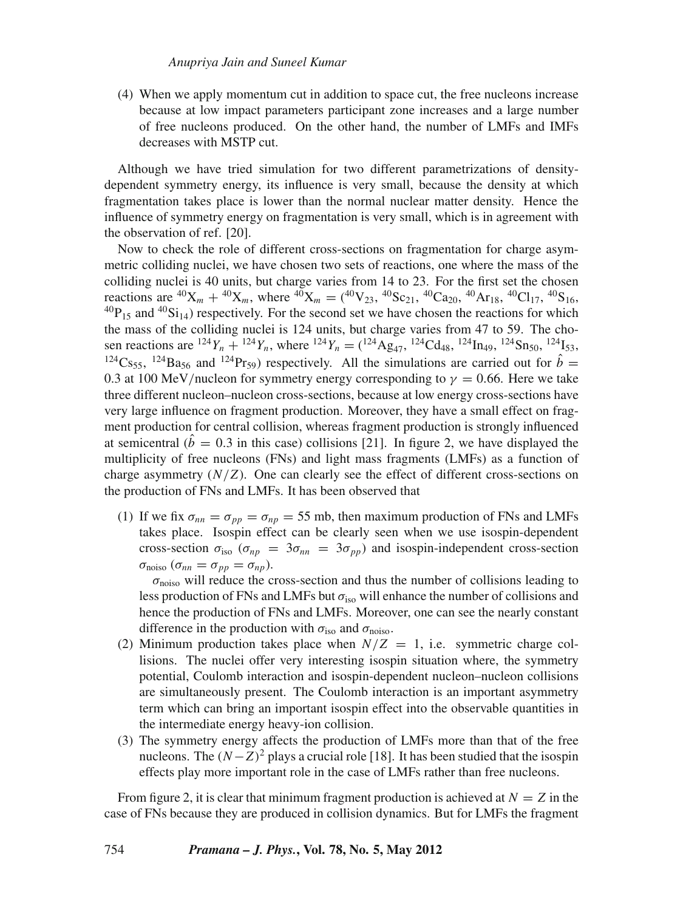(4) When we apply momentum cut in addition to space cut, the free nucleons increase because at low impact parameters participant zone increases and a large number of free nucleons produced. On the other hand, the number of LMFs and IMFs decreases with MSTP cut.

Although we have tried simulation for two different parametrizations of density-dependent symmetry energy, its influence is very small, because the density at which fragmentation takes place is lower than the normal nuclear matter density. Hence the influence of symmetry energy on fragmentation is very small, which is in agreement with the observation of ref. [20].

Now to check the role of different cross-sections on fragmentation for charge asymmetric colliding nuclei, we have chosen two sets of reactions, one where the mass of the colliding nuclei is 40 units, but charge varies from 14 to 23. For the first set the chosen reactions are $^{40}X_m + {}^{40}X_m$, where $^{40}X_m = ({}^{40}V_{23}, {}^{40}Sc_{21}, {}^{40}Ca_{20}, {}^{40}Ar_{18}, {}^{40}Cl_{17}, {}^{40}S_{16}, {}^{40}P_{15}$ and $^{40}Si_{14})$ respectively. For the second set we have chosen the reactions for which the mass of the colliding nuclei is 124 units, but charge varies from 47 to 59. The chosen reactions are $^{124}Y_n + {}^{124}Y_n$, where $^{124}Y_n = ({}^{124}Ag_{47}, {}^{124}Cd_{48}, {}^{124}In_{49}, {}^{124}Sn_{50}, {}^{124}I_{53}, {}^{124}Cs_{55}, {}^{124}Ba_{56}$ and $^{124}Pr_{59})$ respectively. All the simulations are carried out for $\hat{b} = 0.3$ at 100 MeV/nucleon for symmetry energy corresponding to $\gamma = 0.66$. Here we take three different nucleon–nucleon cross-sections, because at low energy cross-sections have very large influence on fragment production. Moreover, they have a small effect on fragment production for central collision, whereas fragment production is strongly influenced at semicentral ($\hat{b} = 0.3$ in this case) collisions [21]. In figure 2, we have displayed the multiplicity of free nucleons (FNs) and light mass fragments (LMFs) as a function of charge asymmetry ($N/Z$). One can clearly see the effect of different cross-sections on the production of FNs and LMFs. It has been observed that

(1) If we fix $\sigma_{nn} = \sigma_{pp} = \sigma_{np} = 55$ mb, then maximum production of FNs and LMFs takes place. Isospin effect can be clearly seen when we use isospin-dependent cross-section $\sigma_{\text{iso}}$ ($\sigma_{np} = 3\sigma_{nn} = 3\sigma_{pp}$) and isospin-independent cross-section $\sigma_{\text{noiso}}$ ($\sigma_{nn} = \sigma_{pp} = \sigma_{np}$).

    $\sigma_{\text{noiso}}$ will reduce the cross-section and thus the number of collisions leading to less production of FNs and LMFs but $\sigma_{\text{iso}}$ will enhance the number of collisions and hence the production of FNs and LMFs. Moreover, one can see the nearly constant difference in the production with $\sigma_{\text{iso}}$ and $\sigma_{\text{noiso}}$.

(2) Minimum production takes place when $N/Z = 1$, i.e. symmetric charge collisions. The nuclei offer very interesting isospin situation where, the symmetry potential, Coulomb interaction and isospin-dependent nucleon–nucleon collisions are simultaneously present. The Coulomb interaction is an important asymmetry term which can bring an important isospin effect into the observable quantities in the intermediate energy heavy-ion collision.

(3) The symmetry energy affects the production of LMFs more than that of the free nucleons. The $(N-Z)^2$ plays a crucial role [18]. It has been studied that the isospin effects play more important role in the case of LMFs rather than free nucleons.

From figure 2, it is clear that minimum fragment production is achieved at $N = Z$ in the case of FNs because they are produced in collision dynamics. But for LMFs the fragment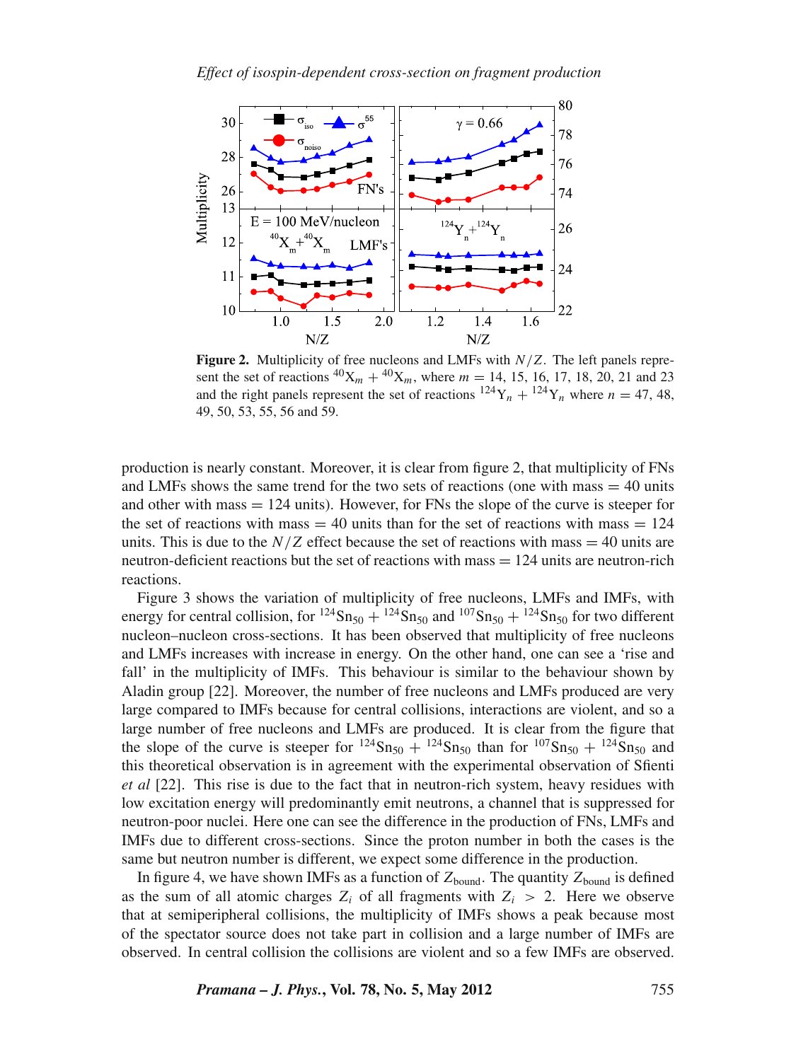**Figure 2.** Multiplicity of free nucleons and LMFs with $N/Z$. The left panels represent the set of reactions $^{40}X_m + {}^{40}X_m$, where $m = 14$, 15, 16, 17, 18, 20, 21 and 23 and the right panels represent the set of reactions $^{124}Y_n + {}^{124}Y_n$ where $n = 47$, 48, 49, 50, 53, 55, 56 and 59.

production is nearly constant. Moreover, it is clear from figure 2, that multiplicity of FNs and LMFs shows the same trend for the two sets of reactions (one with mass = 40 units and other with mass = 124 units). However, for FNs the slope of the curve is steeper for the set of reactions with mass = 40 units than for the set of reactions with mass = 124 units. This is due to the $N/Z$ effect because the set of reactions with mass = 40 units are neutron-deficient reactions but the set of reactions with mass = 124 units are neutron-rich reactions.

Figure 3 shows the variation of multiplicity of free nucleons, LMFs and IMFs, with energy for central collision, for $^{124}Sn_{50} + {}^{124}Sn_{50}$ and $^{107}Sn_{50} + {}^{124}Sn_{50}$ for two different nucleon–nucleon cross-sections. It has been observed that multiplicity of free nucleons and LMFs increases with increase in energy. On the other hand, one can see a 'rise and fall' in the multiplicity of IMFs. This behaviour is similar to the behaviour shown by Aladin group [22]. Moreover, the number of free nucleons and LMFs produced are very large compared to IMFs because for central collisions, interactions are violent, and so a large number of free nucleons and LMFs are produced. It is clear from the figure that the slope of the curve is steeper for $^{124}Sn_{50} + {}^{124}Sn_{50}$ than for $^{107}Sn_{50} + {}^{124}Sn_{50}$ and this theoretical observation is in agreement with the experimental observation of Sfienti *et al* [22]. This rise is due to the fact that in neutron-rich system, heavy residues with low excitation energy will predominantly emit neutrons, a channel that is suppressed for neutron-poor nuclei. Here one can see the difference in the production of FNs, LMFs and IMFs due to different cross-sections. Since the proton number in both the cases is the same but neutron number is different, we expect some difference in the production.

In figure 4, we have shown IMFs as a function of $Z_{\text{bound}}$. The quantity $Z_{\text{bound}}$ is defined as the sum of all atomic charges $Z_i$ of all fragments with $Z_i > 2$. Here we observe that at semiperipheral collisions, the multiplicity of IMFs shows a peak because most of the spectator source does not take part in collision and a large number of IMFs are observed. In central collision the collisions are violent and so a few IMFs are observed.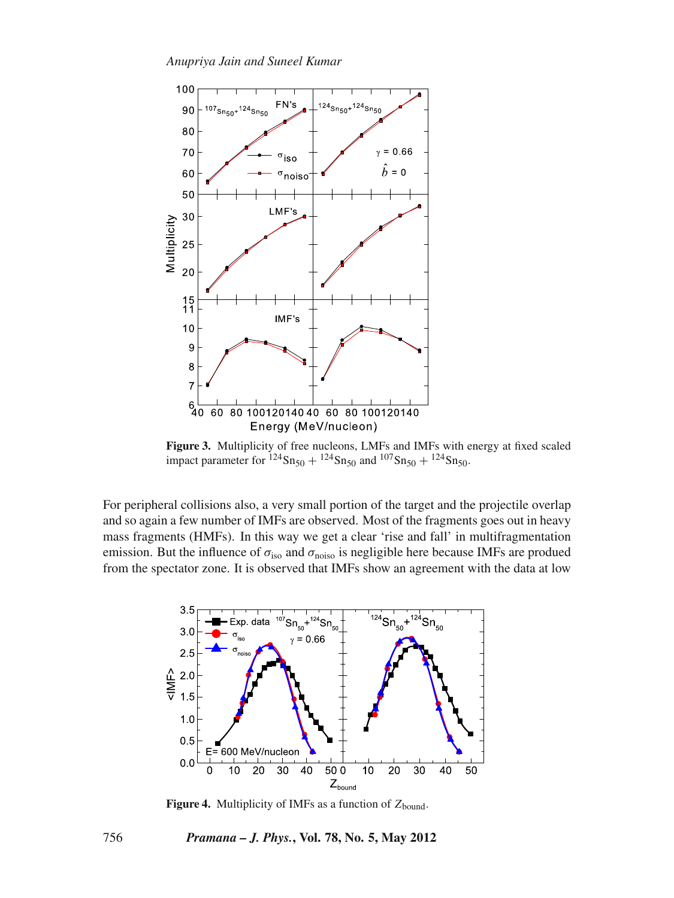Figure 3. Multiplicity of free nucleons, LMFs and IMFs with energy at fixed scaled impact parameter for $^{124}Sn_{50}$ + $^{124}Sn_{50}$ and $^{107}Sn_{50}$ + $^{124}Sn_{50}$.

For peripheral collisions also, a very small portion of the target and the projectile overlap and so again a few number of IMFs are observed. Most of the fragments goes out in heavy mass fragments (HMFs). In this way we get a clear 'rise and fall' in multifragmentation emission. But the influence of $\sigma_{\text{iso}}$ and $\sigma_{\text{noiso}}$ is negligible here because IMFs are produed from the spectator zone. It is observed that IMFs show an agreement with the data at low

Figure 4. Multiplicity of IMFs as a function of $Z_{\text{bound}}$.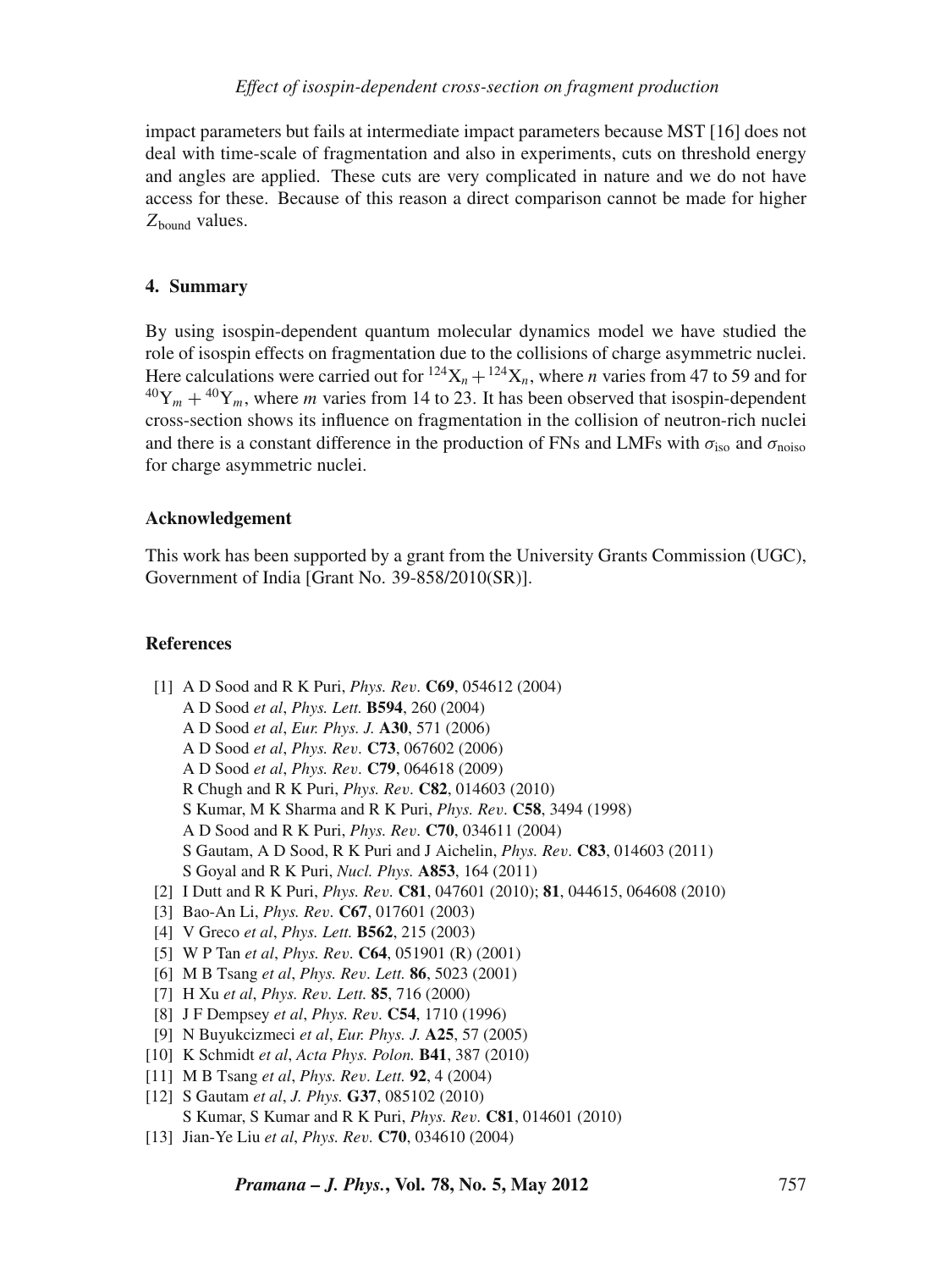impact parameters but fails at intermediate impact parameters because MST [16] does not deal with time-scale of fragmentation and also in experiments, cuts on threshold energy and angles are applied. These cuts are very complicated in nature and we do not have access for these. Because of this reason a direct comparison cannot be made for higher $Z_{\text{bound}}$ values.

## 4. Summary

By using isospin-dependent quantum molecular dynamics model we have studied the role of isospin effects on fragmentation due to the collisions of charge asymmetric nuclei. Here calculations were carried out for ${}^{124}X_n + {}^{124}X_n$, where $n$ varies from 47 to 59 and for ${}^{40}Y_m + {}^{40}Y_m$, where $m$ varies from 14 to 23. It has been observed that isospin-dependent cross-section shows its influence on fragmentation in the collision of neutron-rich nuclei and there is a constant difference in the production of FNs and LMFs with $\sigma_{\text{iso}}$ and $\sigma_{\text{noiso}}$ for charge asymmetric nuclei.

### Acknowledgement

This work has been supported by a grant from the University Grants Commission (UGC), Government of India [Grant No. 39-858/2010(SR)].

### References

[1] A D Sood and R K Puri, *Phys. Rev.* **C69**, 054612 (2004)
A D Sood *et al*, *Phys. Lett.* **B594**, 260 (2004)
A D Sood *et al*, *Eur. Phys. J.* **A30**, 571 (2006)
A D Sood *et al*, *Phys. Rev.* **C73**, 067602 (2006)
A D Sood *et al*, *Phys. Rev.* **C79**, 064618 (2009)
R Chugh and R K Puri, *Phys. Rev.* **C82**, 014603 (2010)
S Kumar, M K Sharma and R K Puri, *Phys. Rev.* **C58**, 3494 (1998)
A D Sood and R K Puri, *Phys. Rev.* **C70**, 034611 (2004)
S Gautam, A D Sood, R K Puri and J Aichelin, *Phys. Rev.* **C83**, 014603 (2011)
S Goyal and R K Puri, *Nucl. Phys.* **A853**, 164 (2011)

[2] I Dutt and R K Puri, *Phys. Rev.* **C81**, 047601 (2010); **81**, 044615, 064608 (2010)

[3] Bao-An Li, *Phys. Rev.* **C67**, 017601 (2003)

[4] V Greco *et al*, *Phys. Lett.* **B562**, 215 (2003)

[5] W P Tan *et al*, *Phys. Rev.* **C64**, 051901 (R) (2001)

[6] M B Tsang *et al*, *Phys. Rev. Lett.* **86**, 5023 (2001)

[7] H Xu *et al*, *Phys. Rev. Lett.* **85**, 716 (2000)

[8] J F Dempsey *et al*, *Phys. Rev.* **C54**, 1710 (1996)

[9] N Buyukcizmeci *et al*, *Eur. Phys. J.* **A25**, 57 (2005)

[10] K Schmidt *et al*, *Acta Phys. Polon.* **B41**, 387 (2010)

[11] M B Tsang *et al*, *Phys. Rev. Lett.* **92**, 4 (2004)

[12] S Gautam *et al*, *J. Phys.* **G37**, 085102 (2010)
S Kumar, S Kumar and R K Puri, *Phys. Rev.* **C81**, 014601 (2010)

[13] Jian-Ye Liu *et al*, *Phys. Rev.* **C70**, 034610 (2004)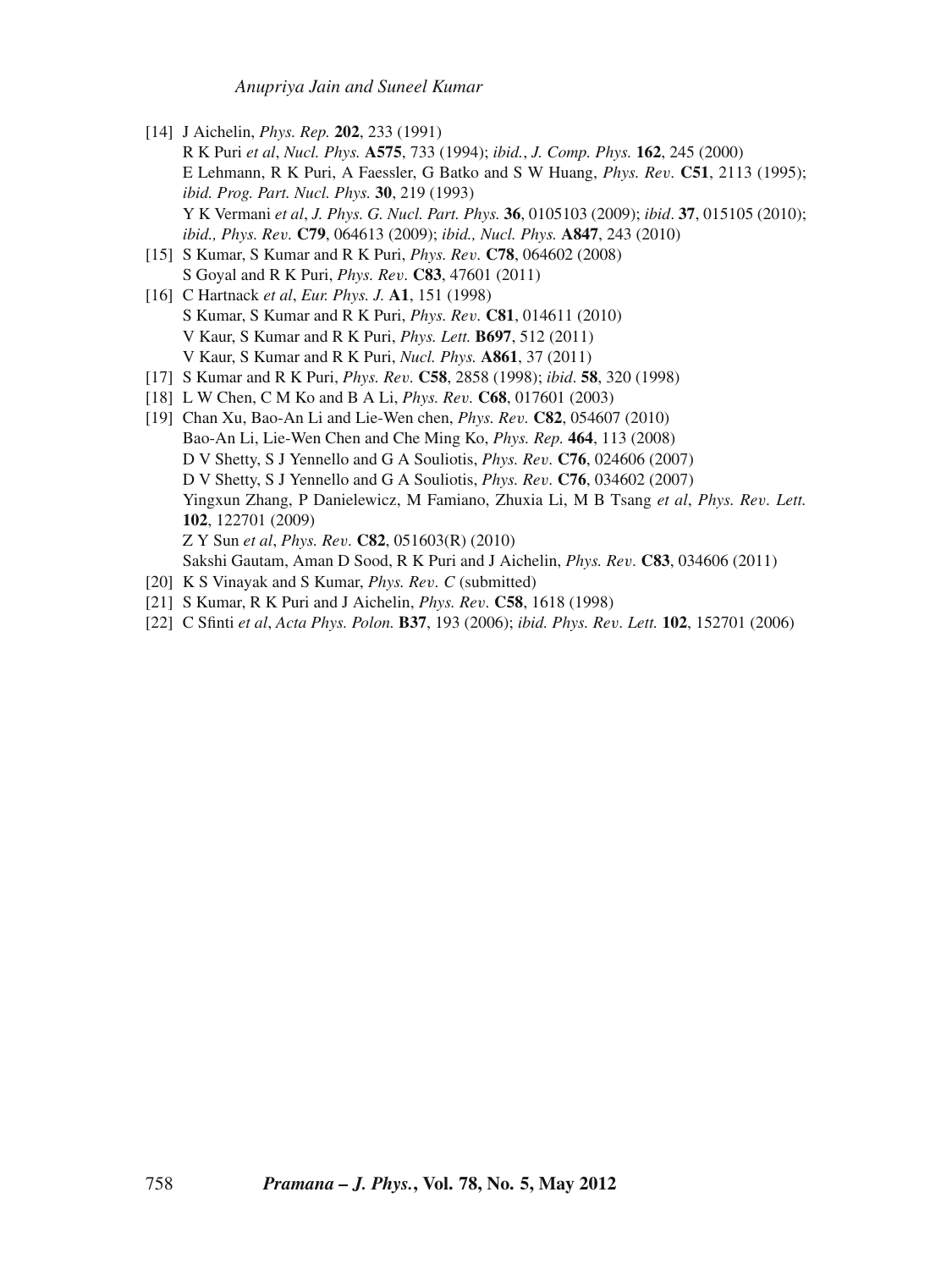[14] J Aichelin, *Phys. Rep.* **202**, 233 (1991)
R K Puri *et al*, *Nucl. Phys.* **A575**, 733 (1994); *ibid.*, *J. Comp. Phys.* **162**, 245 (2000)
E Lehmann, R K Puri, A Faessler, G Batko and S W Huang, *Phys. Rev.* **C51**, 2113 (1995); *ibid. Prog. Part. Nucl. Phys.* **30**, 219 (1993)
Y K Vermani *et al*, *J. Phys. G. Nucl. Part. Phys.* **36**, 0105103 (2009); *ibid*. **37**, 015105 (2010); *ibid., Phys. Rev.* **C79**, 064613 (2009); *ibid., Nucl. Phys.* **A847**, 243 (2010)

[15] S Kumar, S Kumar and R K Puri, *Phys. Rev.* **C78**, 064602 (2008)
S Goyal and R K Puri, *Phys. Rev.* **C83**, 47601 (2011)

[16] C Hartnack *et al*, *Eur. Phys. J.* **A1**, 151 (1998)
S Kumar, S Kumar and R K Puri, *Phys. Rev.* **C81**, 014611 (2010)
V Kaur, S Kumar and R K Puri, *Phys. Lett.* **B697**, 512 (2011)
V Kaur, S Kumar and R K Puri, *Nucl. Phys.* **A861**, 37 (2011)

[17] S Kumar and R K Puri, *Phys. Rev.* **C58**, 2858 (1998); *ibid*. **58**, 320 (1998)

[18] L W Chen, C M Ko and B A Li, *Phys. Rev.* **C68**, 017601 (2003)

[19] Chan Xu, Bao-An Li and Lie-Wen chen, *Phys. Rev.* **C82**, 054607 (2010)
Bao-An Li, Lie-Wen Chen and Che Ming Ko, *Phys. Rep.* **464**, 113 (2008)
D V Shetty, S J Yennello and G A Souliotis, *Phys. Rev.* **C76**, 024606 (2007)
D V Shetty, S J Yennello and G A Souliotis, *Phys. Rev.* **C76**, 034602 (2007)
Yingxun Zhang, P Danielewicz, M Famiano, Zhuxia Li, M B Tsang *et al*, *Phys. Rev. Lett.* **102**, 122701 (2009)
Z Y Sun *et al*, *Phys. Rev.* **C82**, 051603(R) (2010)
Sakshi Gautam, Aman D Sood, R K Puri and J Aichelin, *Phys. Rev.* **C83**, 034606 (2011)

[20] K S Vinayak and S Kumar, *Phys. Rev. C* (submitted)

[21] S Kumar, R K Puri and J Aichelin, *Phys. Rev.* **C58**, 1618 (1998)

[22] C Sfinti *et al*, *Acta Phys. Polon.* **B37**, 193 (2006); *ibid. Phys. Rev. Lett.* **102**, 152701 (2006)